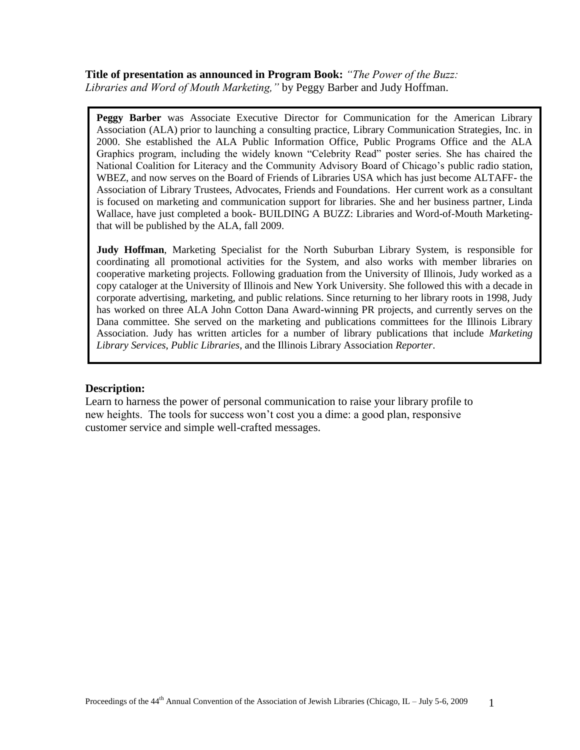**Title of presentation as announced in Program Book:** *"The Power of the Buzz: Libraries and Word of Mouth Marketing,"* by Peggy Barber and Judy Hoffman.

**Peggy Barber** was Associate Executive Director for Communication for the American Library Association (ALA) prior to launching a consulting practice, Library Communication Strategies, Inc. in 2000. She established the ALA Public Information Office, Public Programs Office and the ALA Graphics program, including the widely known "Celebrity Read" poster series. She has chaired the National Coalition for Literacy and the Community Advisory Board of Chicago's public radio station, WBEZ, and now serves on the Board of Friends of Libraries USA which has just become ALTAFF- the Association of Library Trustees, Advocates, Friends and Foundations. Her current work as a consultant is focused on marketing and communication support for libraries. She and her business partner, Linda Wallace, have just completed a book- BUILDING A BUZZ: Libraries and Word-of-Mouth Marketing- that will be published by the ALA, fall 2009.

**Judy Hoffman**, Marketing Specialist for the North Suburban Library System, is responsible for coordinating all promotional activities for the System, and also works with member libraries on cooperative marketing projects. Following graduation from the University of Illinois, Judy worked as a copy cataloger at the University of Illinois and New York University. She followed this with a decade in corporate advertising, marketing, and public relations. Since returning to her library roots in 1998, Judy has worked on three ALA John Cotton Dana Award-winning PR projects, and currently serves on the Dana committee. She served on the marketing and publications committees for the Illinois Library Association. Judy has written articles for a number of library publications that include *Marketing Library Services*, *Public Libraries*, and the Illinois Library Association *Reporter*.

**Description:**

Learn to harness the power of personal communication to raise your library profile to new heights. The tools for success won't cost you a dime: a good plan, responsive customer service and simple well-crafted messages.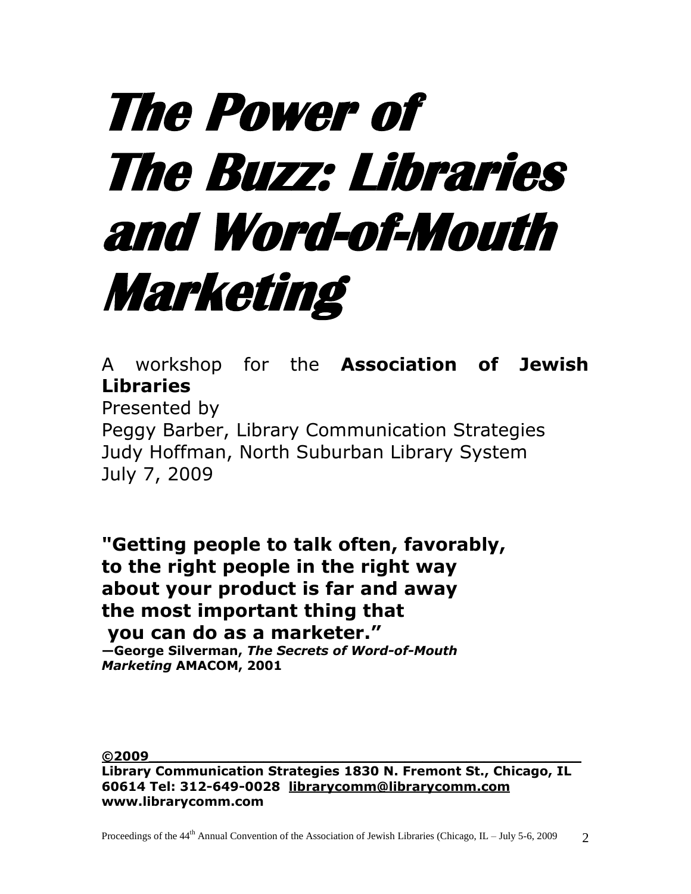# The Power of The Buzz: Libraries and Word-of-Mouth Marketing

A workshop for the **Association of Jewish Libraries**

Presented by

Peggy Barber, Library Communication Strategies

Judy Hoffman, North Suburban Library System

July 7, 2009

**"Getting people to talk often, favorably, to the right people in the right way about your product is far and away the most important thing that you can do as a marketer."**

**—George Silverman, *The Secrets of Word-of-Mouth Marketing* AMACOM, 2001**

**©2009**

**Library Communication Strategies 1830 N. Fremont St., Chicago, IL 60614 Tel: 312-649-0028 librarycomm@librarycomm.com www.librarycomm.com**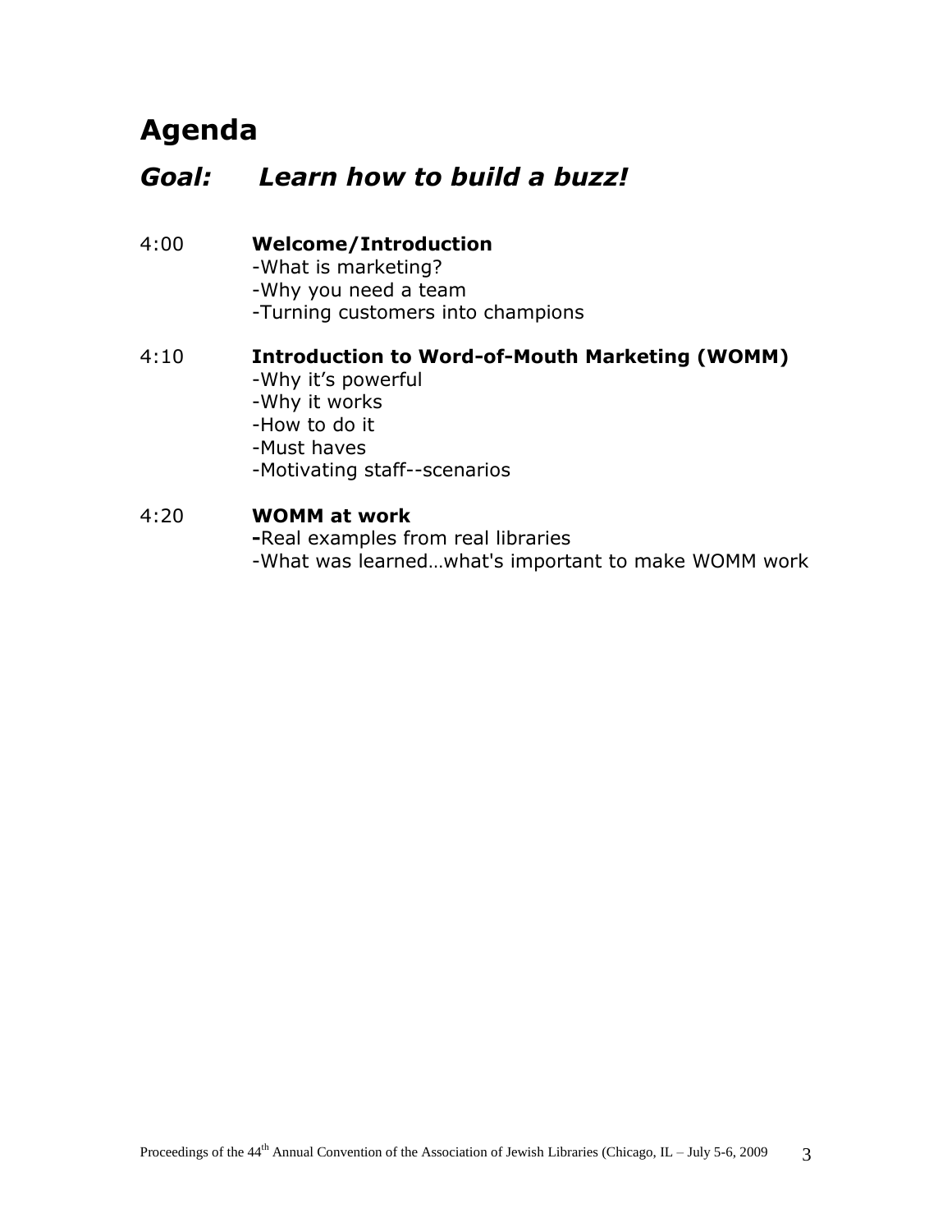# Agenda

## *Goal: Learn how to build a buzz!*

4:00 **Welcome/Introduction**
-What is marketing?
-Why you need a team
-Turning customers into champions

4:10 **Introduction to Word-of-Mouth Marketing (WOMM)**
-Why it's powerful
-Why it works
-How to do it
-Must haves
-Motivating staff--scenarios

4:20 **WOMM at work**
**-**Real examples from real libraries
-What was learned…what's important to make WOMM work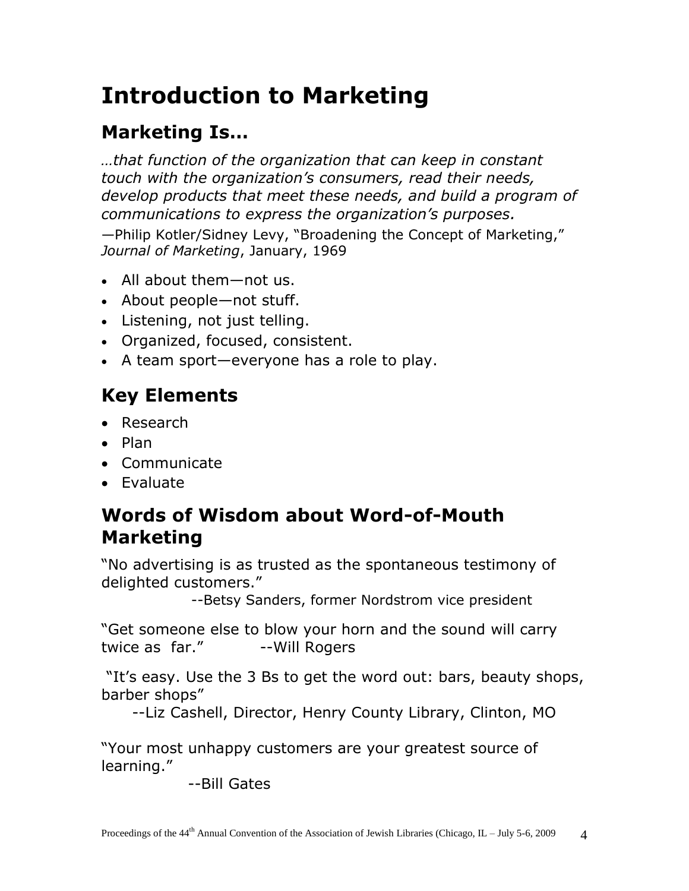# Introduction to Marketing

## Marketing Is…

*…that function of the organization that can keep in constant touch with the organization's consumers, read their needs, develop products that meet these needs, and build a program of communications to express the organization's purposes.*

—Philip Kotler/Sidney Levy, "Broadening the Concept of Marketing," *Journal of Marketing*, January, 1969

- All about them—not us.
- About people—not stuff.
- Listening, not just telling.
- Organized, focused, consistent.
- A team sport—everyone has a role to play.

## Key Elements

- Research
- Plan
- Communicate
- Evaluate

## Words of Wisdom about Word-of-Mouth Marketing

"No advertising is as trusted as the spontaneous testimony of delighted customers."

--Betsy Sanders, former Nordstrom vice president

"Get someone else to blow your horn and the sound will carry twice as far." --Will Rogers

"It's easy. Use the 3 Bs to get the word out: bars, beauty shops, barber shops"

--Liz Cashell, Director, Henry County Library, Clinton, MO

"Your most unhappy customers are your greatest source of learning."

--Bill Gates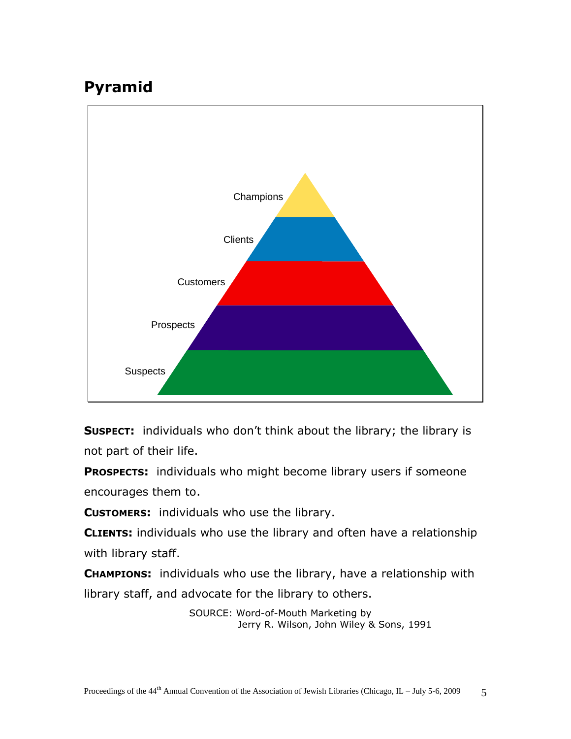## Pyramid

Champions

Clients

Customers

Prospects

Suspects

**SUSPECT:** individuals who don't think about the library; the library is not part of their life.

**PROSPECTS:** individuals who might become library users if someone encourages them to.

**CUSTOMERS:** individuals who use the library.

**CLIENTS:** individuals who use the library and often have a relationship with library staff.

**CHAMPIONS:** individuals who use the library, have a relationship with library staff, and advocate for the library to others.

SOURCE: Word-of-Mouth Marketing by Jerry R. Wilson, John Wiley & Sons, 1991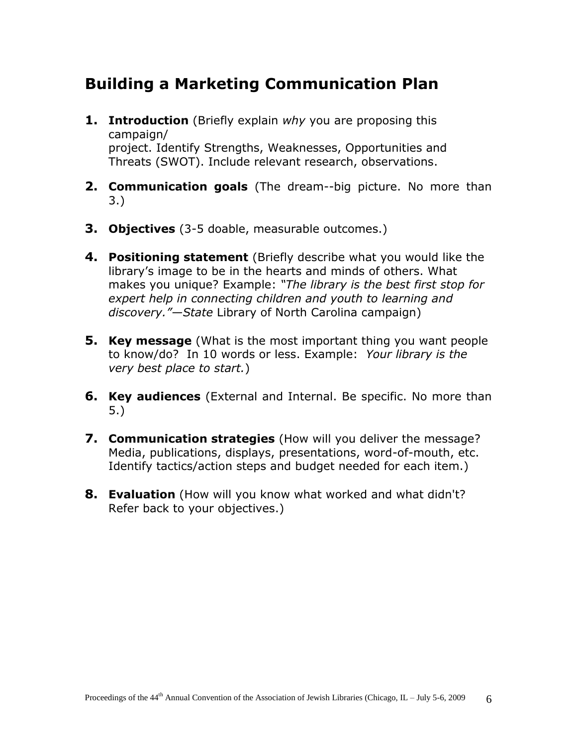## Building a Marketing Communication Plan

1. **Introduction** (Briefly explain *why* you are proposing this campaign/ project. Identify Strengths, Weaknesses, Opportunities and Threats (SWOT). Include relevant research, observations.

2. **Communication goals** (The dream--big picture. No more than 3.)

3. **Objectives** (3-5 doable, measurable outcomes.)

4. **Positioning statement** (Briefly describe what you would like the library's image to be in the hearts and minds of others. What makes you unique? Example: *"The library is the best first stop for expert help in connecting children and youth to learning and discovery."—State* Library of North Carolina campaign)

5. **Key message** (What is the most important thing you want people to know/do? In 10 words or less. Example: *Your library is the very best place to start.*)

6. **Key audiences** (External and Internal. Be specific. No more than 5.)

7. **Communication strategies** (How will you deliver the message? Media, publications, displays, presentations, word-of-mouth, etc. Identify tactics/action steps and budget needed for each item.)

8. **Evaluation** (How will you know what worked and what didn't? Refer back to your objectives.)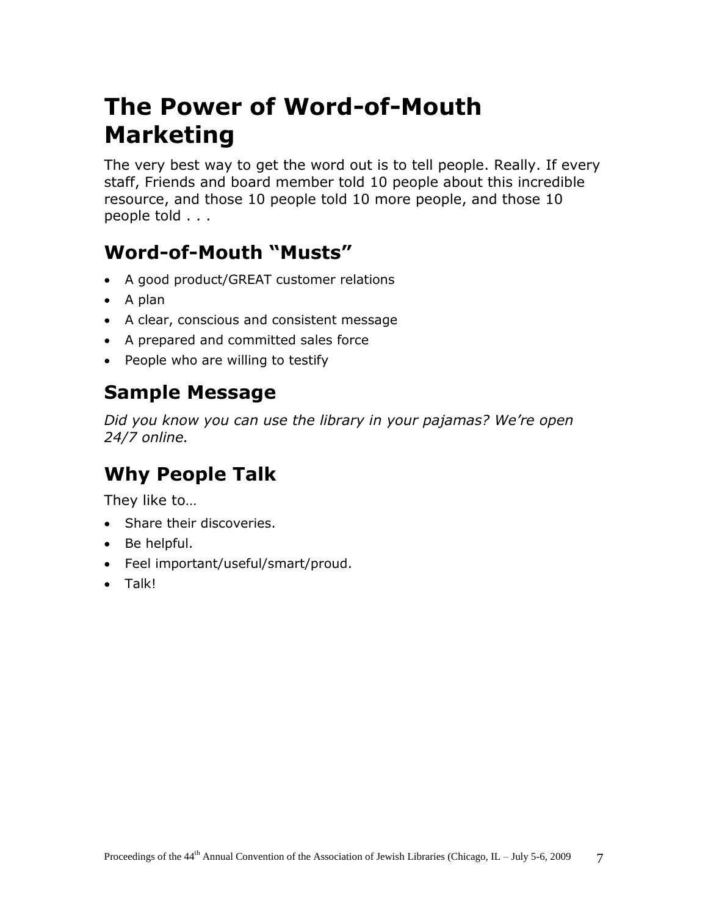# The Power of Word-of-Mouth Marketing

The very best way to get the word out is to tell people. Really. If every staff, Friends and board member told 10 people about this incredible resource, and those 10 people told 10 more people, and those 10 people told . . .

## Word-of-Mouth "Musts"

- A good product/GREAT customer relations
- A plan
- A clear, conscious and consistent message
- A prepared and committed sales force
- People who are willing to testify

## Sample Message

*Did you know you can use the library in your pajamas? We're open 24/7 online.*

## Why People Talk

They like to…

- Share their discoveries.
- Be helpful.
- Feel important/useful/smart/proud.
- Talk!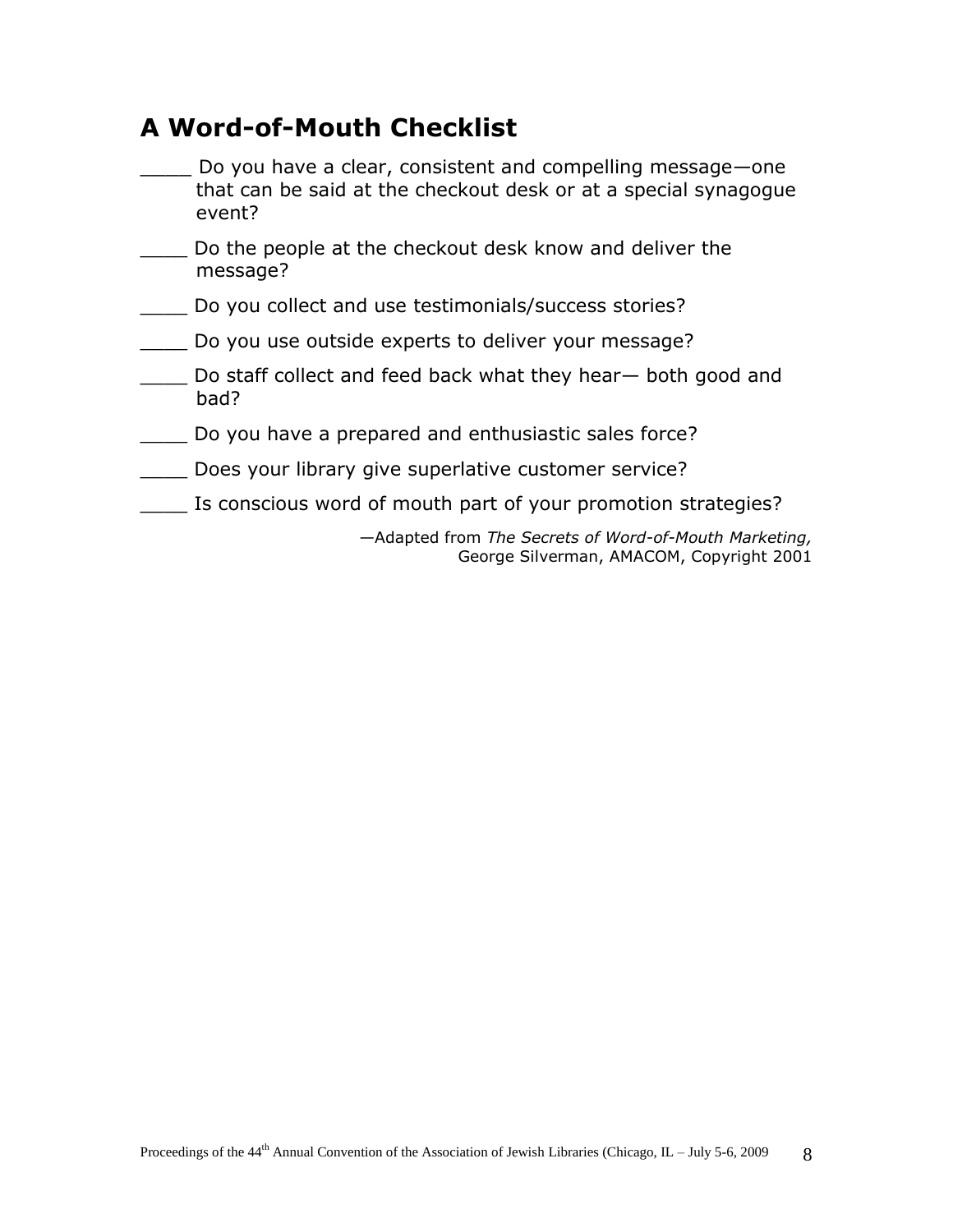## A Word-of-Mouth Checklist

____ Do you have a clear, consistent and compelling message—one that can be said at the checkout desk or at a special synagogue event?

____ Do the people at the checkout desk know and deliver the message?

____ Do you collect and use testimonials/success stories?

____ Do you use outside experts to deliver your message?

____ Do staff collect and feed back what they hear— both good and bad?

____ Do you have a prepared and enthusiastic sales force?

____ Does your library give superlative customer service?

____ Is conscious word of mouth part of your promotion strategies?

—Adapted from *The Secrets of Word-of-Mouth Marketing,* George Silverman, AMACOM, Copyright 2001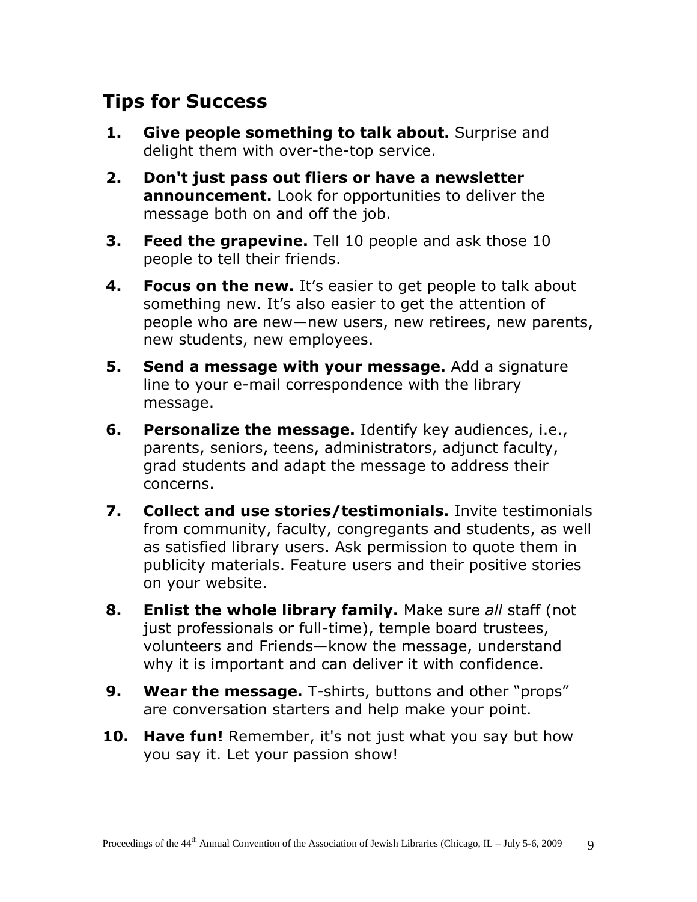## Tips for Success

1. **Give people something to talk about.** Surprise and delight them with over-the-top service.
2. **Don't just pass out fliers or have a newsletter announcement.** Look for opportunities to deliver the message both on and off the job.
3. **Feed the grapevine.** Tell 10 people and ask those 10 people to tell their friends.
4. **Focus on the new.** It's easier to get people to talk about something new. It's also easier to get the attention of people who are new—new users, new retirees, new parents, new students, new employees.
5. **Send a message with your message.** Add a signature line to your e-mail correspondence with the library message.
6. **Personalize the message.** Identify key audiences, i.e., parents, seniors, teens, administrators, adjunct faculty, grad students and adapt the message to address their concerns.
7. **Collect and use stories/testimonials.** Invite testimonials from community, faculty, congregants and students, as well as satisfied library users. Ask permission to quote them in publicity materials. Feature users and their positive stories on your website.
8. **Enlist the whole library family.** Make sure *all* staff (not just professionals or full-time), temple board trustees, volunteers and Friends—know the message, understand why it is important and can deliver it with confidence.
9. **Wear the message.** T-shirts, buttons and other "props" are conversation starters and help make your point.
10. **Have fun!** Remember, it's not just what you say but how you say it. Let your passion show!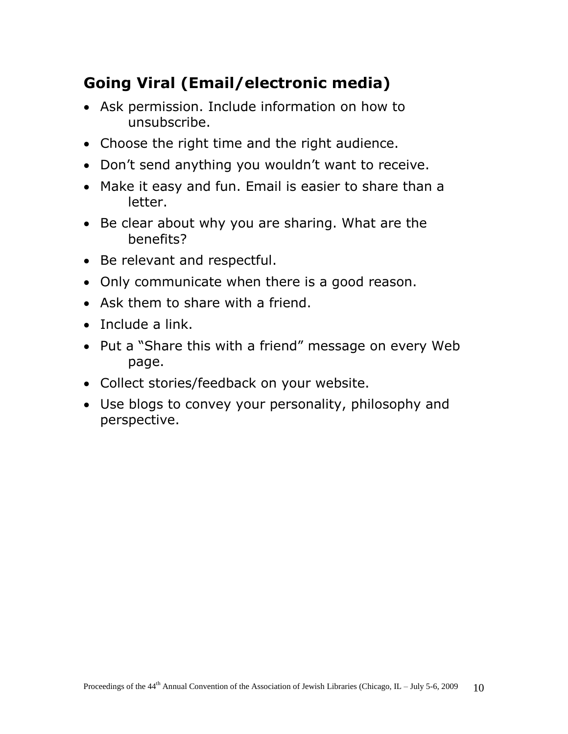## Going Viral (Email/electronic media)

- Ask permission. Include information on how to unsubscribe.
- Choose the right time and the right audience.
- Don't send anything you wouldn't want to receive.
- Make it easy and fun. Email is easier to share than a letter.
- Be clear about why you are sharing. What are the benefits?
- Be relevant and respectful.
- Only communicate when there is a good reason.
- Ask them to share with a friend.
- Include a link.
- Put a "Share this with a friend" message on every Web page.
- Collect stories/feedback on your website.
- Use blogs to convey your personality, philosophy and perspective.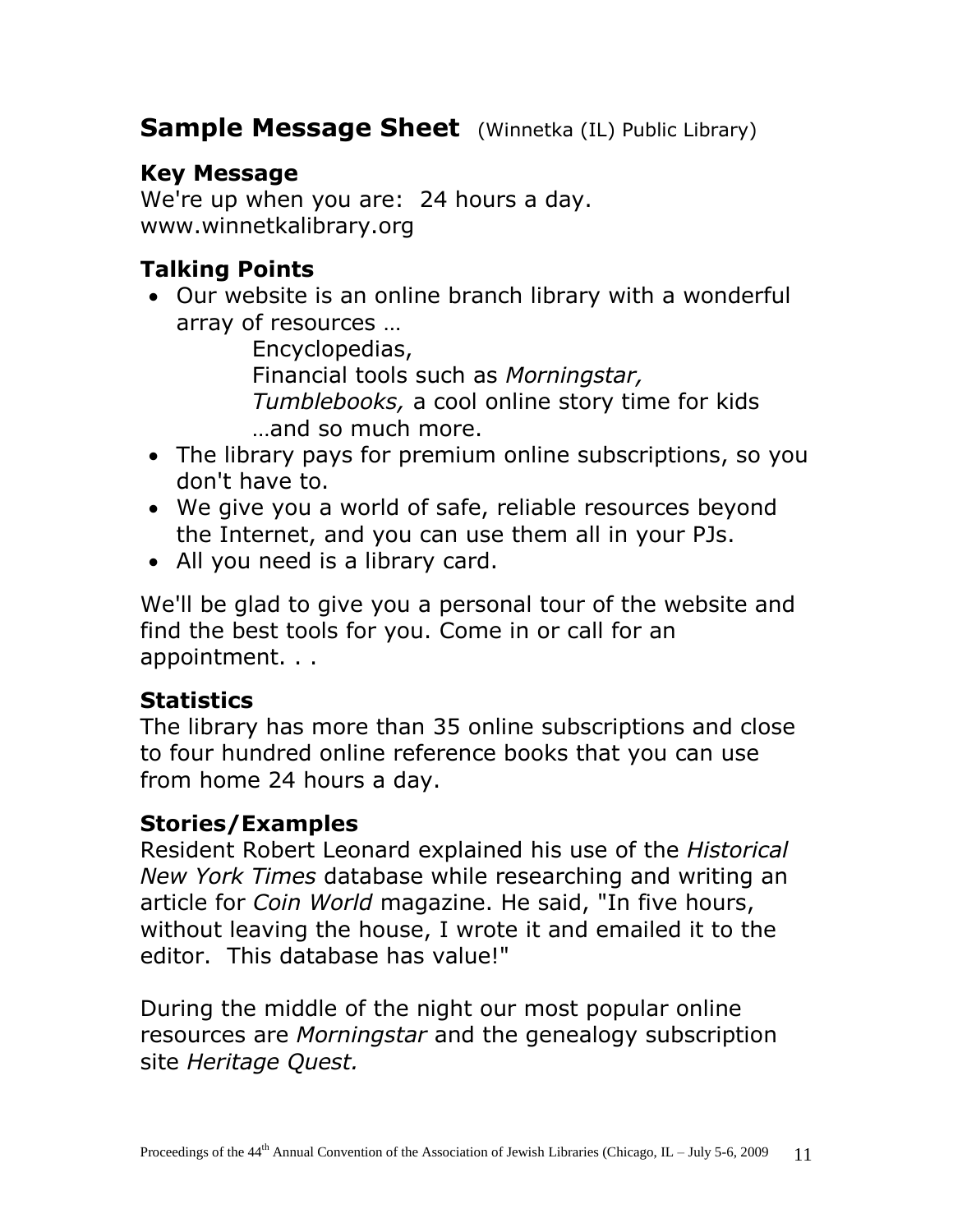## **Sample Message Sheet** (Winnetka (IL) Public Library)

### Key Message

We're up when you are: 24 hours a day.
www.winnetkalibrary.org

### Talking Points

- Our website is an online branch library with a wonderful array of resources …
  Encyclopedias,
  Financial tools such as *Morningstar,*
  *Tumblebooks,* a cool online story time for kids
  …and so much more.
- The library pays for premium online subscriptions, so you don't have to.
- We give you a world of safe, reliable resources beyond the Internet, and you can use them all in your PJs.
- All you need is a library card.

We'll be glad to give you a personal tour of the website and find the best tools for you. Come in or call for an appointment. . .

### Statistics

The library has more than 35 online subscriptions and close to four hundred online reference books that you can use from home 24 hours a day.

### Stories/Examples

Resident Robert Leonard explained his use of the *Historical New York Times* database while researching and writing an article for *Coin World* magazine. He said, "In five hours, without leaving the house, I wrote it and emailed it to the editor. This database has value!"

During the middle of the night our most popular online resources are *Morningstar* and the genealogy subscription site *Heritage Quest.*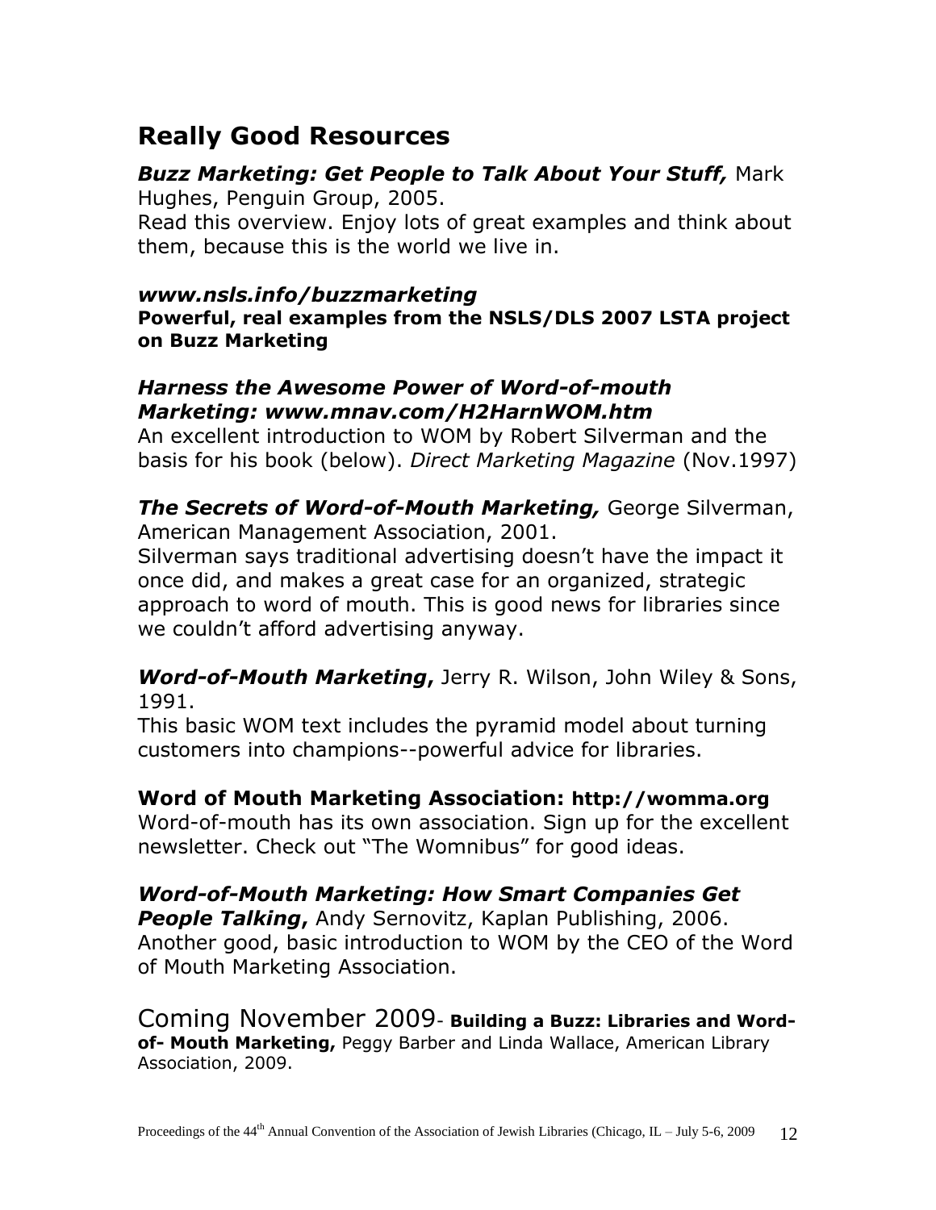## Really Good Resources

***Buzz Marketing: Get People to Talk About Your Stuff,*** Mark Hughes, Penguin Group, 2005.
Read this overview. Enjoy lots of great examples and think about them, because this is the world we live in.

***www.nsls.info/buzzmarketing***
**Powerful, real examples from the NSLS/DLS 2007 LSTA project on Buzz Marketing**

***Harness the Awesome Power of Word-of-mouth Marketing: www.mnav.com/H2HarnWOM.htm***
An excellent introduction to WOM by Robert Silverman and the basis for his book (below). *Direct Marketing Magazine* (Nov.1997)

***The Secrets of Word-of-Mouth Marketing,*** George Silverman, American Management Association, 2001.
Silverman says traditional advertising doesn't have the impact it once did, and makes a great case for an organized, strategic approach to word of mouth. This is good news for libraries since we couldn't afford advertising anyway.

***Word-of-Mouth Marketing*****,** Jerry R. Wilson, John Wiley & Sons, 1991.
This basic WOM text includes the pyramid model about turning customers into champions--powerful advice for libraries.

**Word of Mouth Marketing Association: http://womma.org**
Word-of-mouth has its own association. Sign up for the excellent newsletter. Check out "The Womnibus" for good ideas.

***Word-of-Mouth Marketing: How Smart Companies Get People Talking*****,** Andy Sernovitz, Kaplan Publishing, 2006.
Another good, basic introduction to WOM by the CEO of the Word of Mouth Marketing Association.

Coming November 2009- **Building a Buzz: Libraries and Word-of- Mouth Marketing,** Peggy Barber and Linda Wallace, American Library Association, 2009.